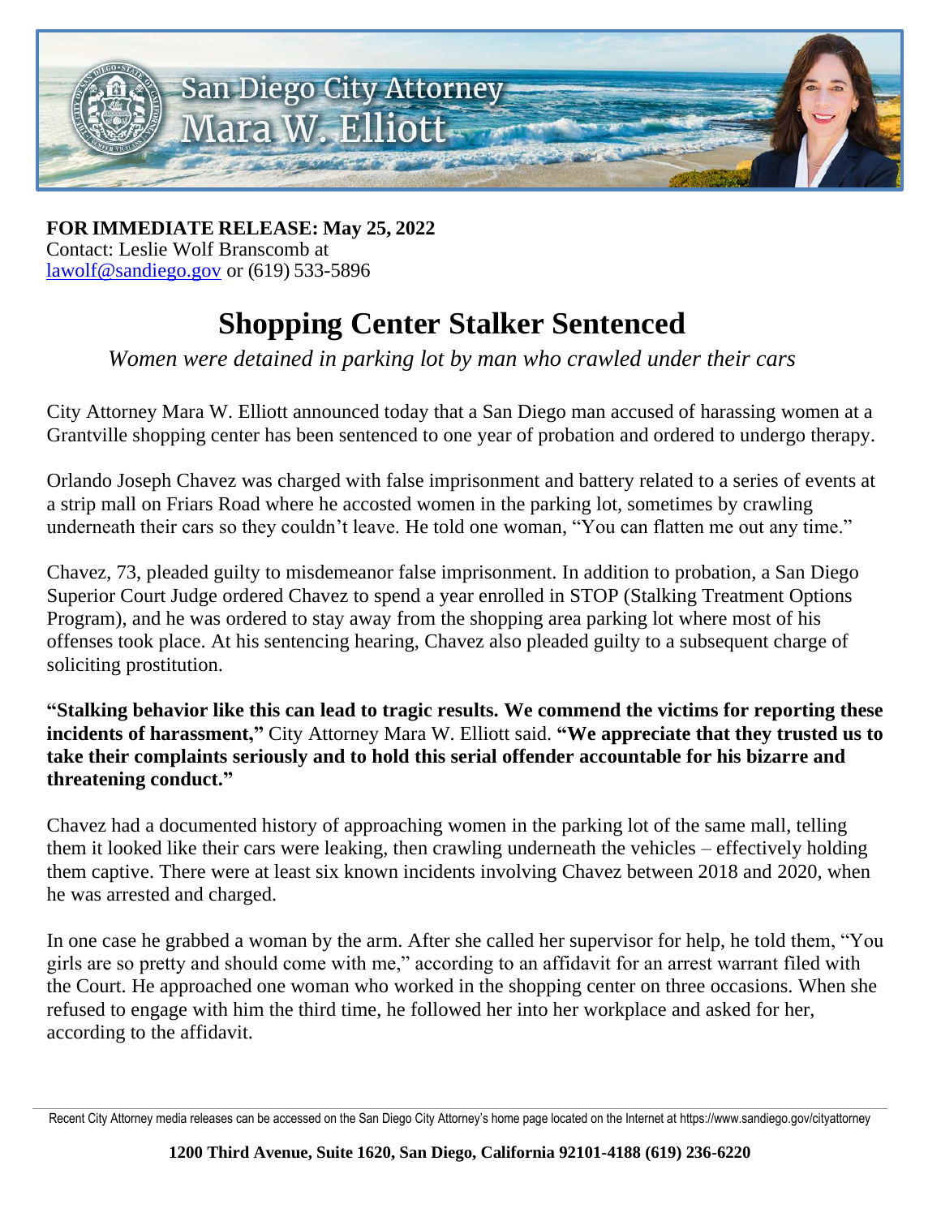San Diego City Attorney Mara W. Elliott

**FOR IMMEDIATE RELEASE: May 25, 2022**
Contact: Leslie Wolf Branscomb at
lawolf@sandiego.gov or (619) 533-5896

# Shopping Center Stalker Sentenced

*Women were detained in parking lot by man who crawled under their cars*

City Attorney Mara W. Elliott announced today that a San Diego man accused of harassing women at a Grantville shopping center has been sentenced to one year of probation and ordered to undergo therapy.

Orlando Joseph Chavez was charged with false imprisonment and battery related to a series of events at a strip mall on Friars Road where he accosted women in the parking lot, sometimes by crawling underneath their cars so they couldn't leave. He told one woman, "You can flatten me out any time."

Chavez, 73, pleaded guilty to misdemeanor false imprisonment. In addition to probation, a San Diego Superior Court Judge ordered Chavez to spend a year enrolled in STOP (Stalking Treatment Options Program), and he was ordered to stay away from the shopping area parking lot where most of his offenses took place. At his sentencing hearing, Chavez also pleaded guilty to a subsequent charge of soliciting prostitution.

**"Stalking behavior like this can lead to tragic results. We commend the victims for reporting these incidents of harassment,"** City Attorney Mara W. Elliott said. **"We appreciate that they trusted us to take their complaints seriously and to hold this serial offender accountable for his bizarre and threatening conduct."**

Chavez had a documented history of approaching women in the parking lot of the same mall, telling them it looked like their cars were leaking, then crawling underneath the vehicles – effectively holding them captive. There were at least six known incidents involving Chavez between 2018 and 2020, when he was arrested and charged.

In one case he grabbed a woman by the arm. After she called her supervisor for help, he told them, "You girls are so pretty and should come with me," according to an affidavit for an arrest warrant filed with the Court. He approached one woman who worked in the shopping center on three occasions. When she refused to engage with him the third time, he followed her into her workplace and asked for her, according to the affidavit.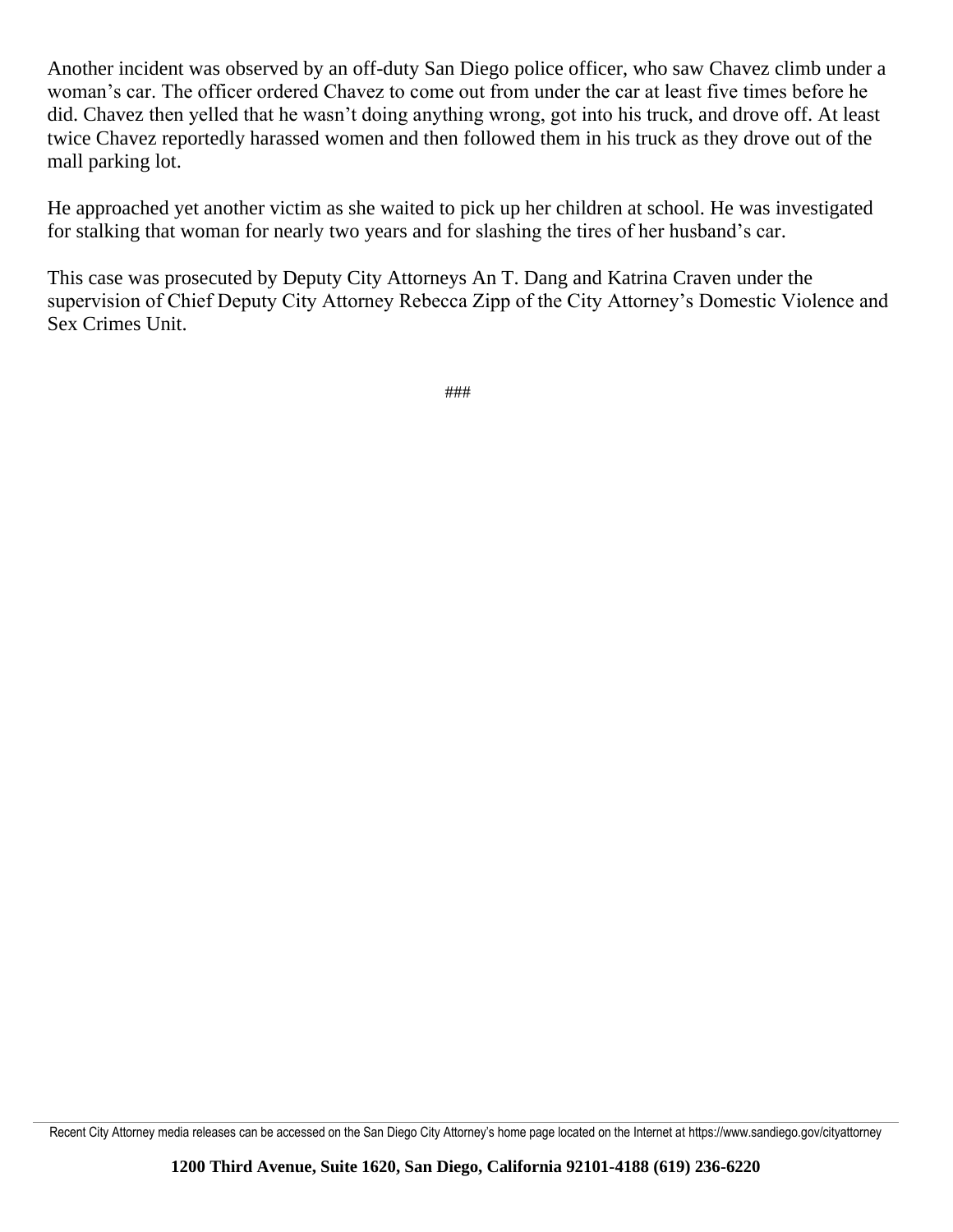Another incident was observed by an off-duty San Diego police officer, who saw Chavez climb under a woman's car. The officer ordered Chavez to come out from under the car at least five times before he did. Chavez then yelled that he wasn't doing anything wrong, got into his truck, and drove off. At least twice Chavez reportedly harassed women and then followed them in his truck as they drove out of the mall parking lot.

He approached yet another victim as she waited to pick up her children at school. He was investigated for stalking that woman for nearly two years and for slashing the tires of her husband's car.

This case was prosecuted by Deputy City Attorneys An T. Dang and Katrina Craven under the supervision of Chief Deputy City Attorney Rebecca Zipp of the City Attorney's Domestic Violence and Sex Crimes Unit.

###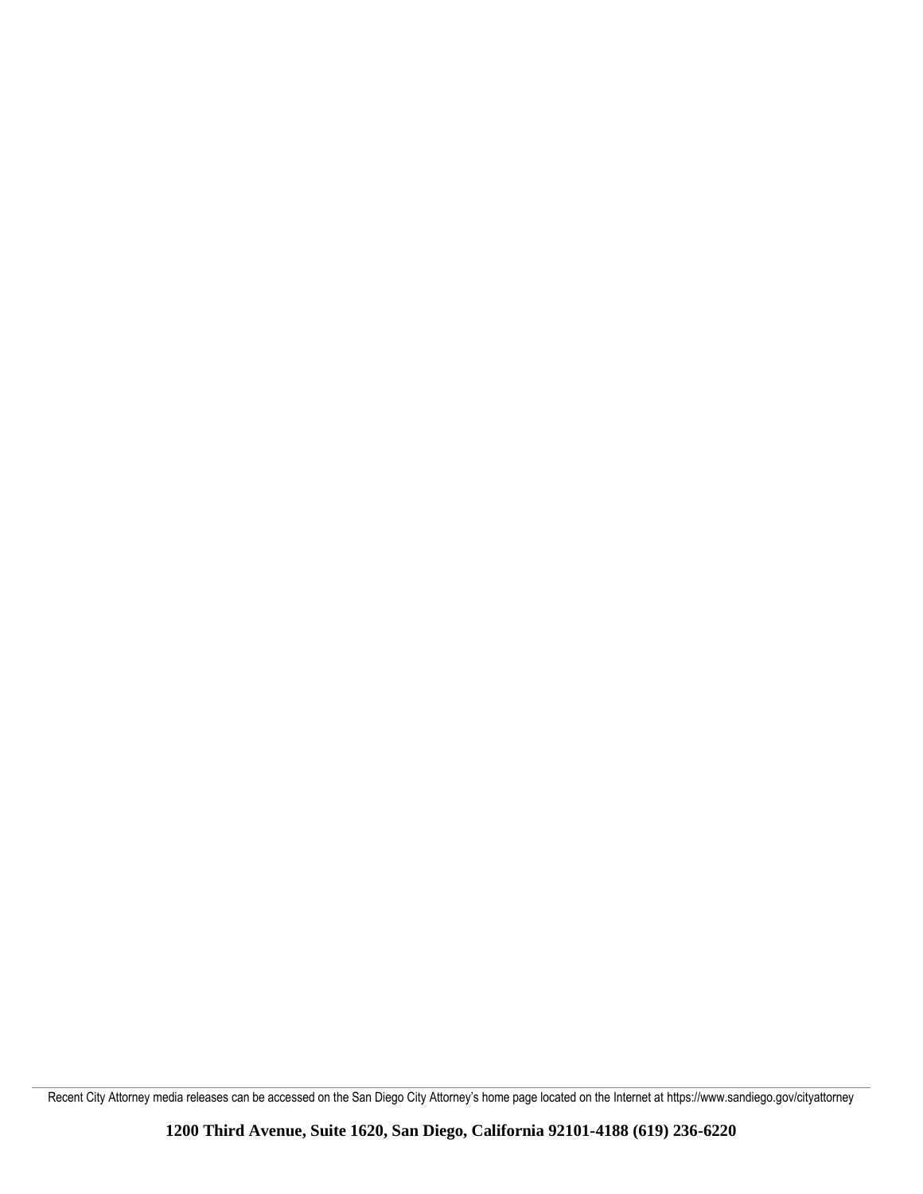Recent City Attorney media releases can be accessed on the San Diego City Attorney's home page located on the Internet at https://www.sandiego.gov/cityattorney

**1200 Third Avenue, Suite 1620, San Diego, California 92101-4188 (619) 236-6220**